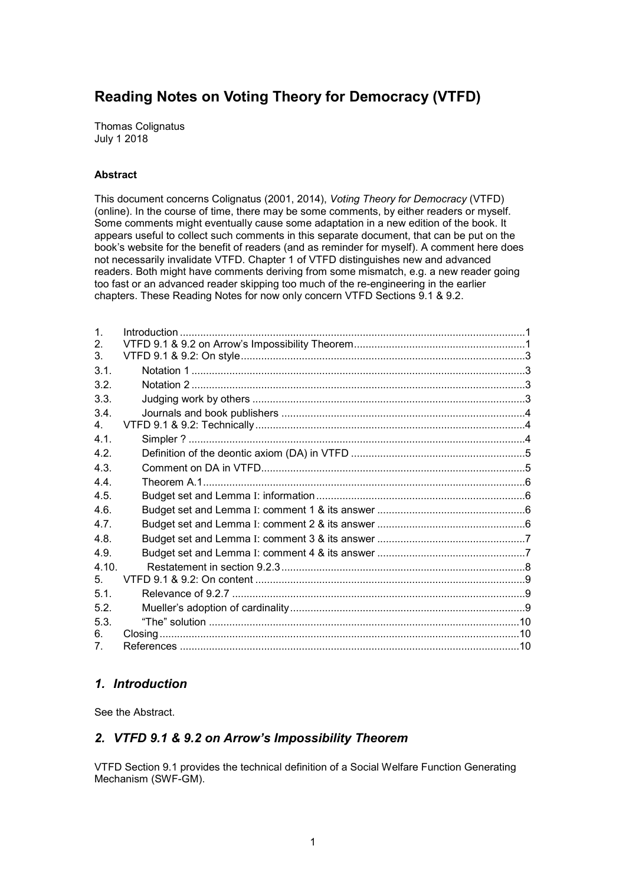# Reading Notes on Voting Theory for Democracy (VTFD)

Thomas Colignatus
July 1 2018

**Abstract**

This document concerns Colignatus (2001, 2014), *Voting Theory for Democracy* (VTFD) (online). In the course of time, there may be some comments, by either readers or myself. Some comments might eventually cause some adaptation in a new edition of the book. It appears useful to collect such comments in this separate document, that can be put on the book's website for the benefit of readers (and as reminder for myself). A comment here does not necessarily invalidate VTFD. Chapter 1 of VTFD distinguishes new and advanced readers. Both might have comments deriving from some mismatch, e.g. a new reader going too fast or an advanced reader skipping too much of the re-engineering in the earlier chapters. These Reading Notes for now only concern VTFD Sections 9.1 & 9.2.

1. Introduction ..... 1
2. VTFD 9.1 & 9.2 on Arrow's Impossibility Theorem ..... 1
3. VTFD 9.1 & 9.2: On style ..... 3
   - 3.1. Notation 1 ..... 3
   - 3.2. Notation 2 ..... 3
   - 3.3. Judging work by others ..... 3
   - 3.4. Journals and book publishers ..... 4
4. VTFD 9.1 & 9.2: Technically ..... 4
   - 4.1. Simpler ? ..... 4
   - 4.2. Definition of the deontic axiom (DA) in VTFD ..... 5
   - 4.3. Comment on DA in VTFD ..... 5
   - 4.4. Theorem A.1 ..... 6
   - 4.5. Budget set and Lemma I: information ..... 6
   - 4.6. Budget set and Lemma I: comment 1 & its answer ..... 6
   - 4.7. Budget set and Lemma I: comment 2 & its answer ..... 6
   - 4.8. Budget set and Lemma I: comment 3 & its answer ..... 7
   - 4.9. Budget set and Lemma I: comment 4 & its answer ..... 7
   - 4.10. Restatement in section 9.2.3 ..... 8
5. VTFD 9.1 & 9.2: On content ..... 9
   - 5.1. Relevance of 9.2.7 ..... 9
   - 5.2. Mueller's adoption of cardinality ..... 9
   - 5.3. "The" solution ..... 10
6. Closing ..... 10
7. References ..... 10

## *1. Introduction*

See the Abstract.

## *2. VTFD 9.1 & 9.2 on Arrow's Impossibility Theorem*

VTFD Section 9.1 provides the technical definition of a Social Welfare Function Generating Mechanism (SWF-GM).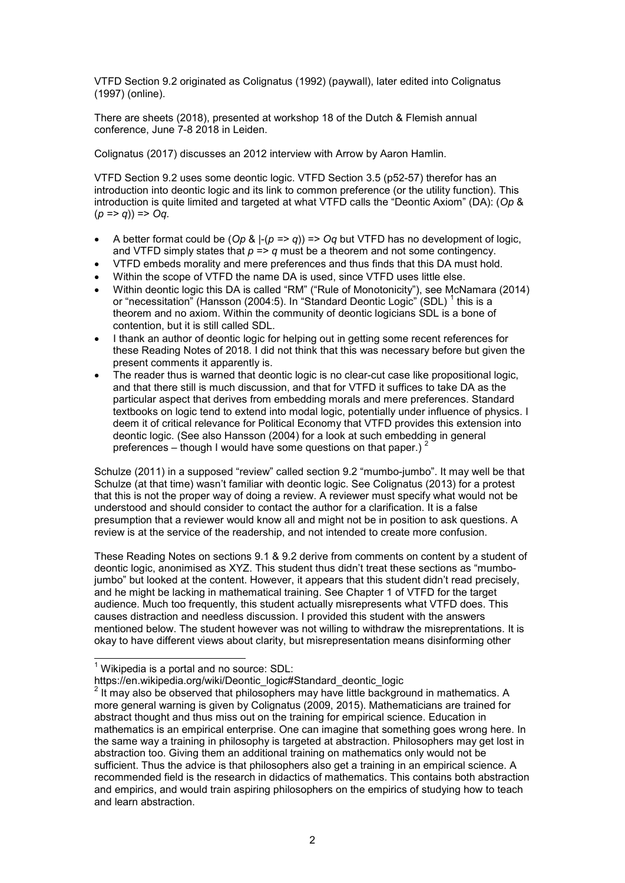VTFD Section 9.2 originated as Colignatus (1992) (paywall), later edited into Colignatus (1997) (online).

There are sheets (2018), presented at workshop 18 of the Dutch & Flemish annual conference, June 7-8 2018 in Leiden.

Colignatus (2017) discusses an 2012 interview with Arrow by Aaron Hamlin.

VTFD Section 9.2 uses some deontic logic. VTFD Section 3.5 (p52-57) therefor has an introduction into deontic logic and its link to common preference (or the utility function). This introduction is quite limited and targeted at what VTFD calls the "Deontic Axiom" (DA): ($Op$ & ($p \Rightarrow q$)) $\Rightarrow Oq$.

- A better format could be ($Op$ & $\vdash(p \Rightarrow q)$) $\Rightarrow Oq$ but VTFD has no development of logic, and VTFD simply states that $p \Rightarrow q$ must be a theorem and not some contingency.
- VTFD embeds morality and mere preferences and thus finds that this DA must hold.
- Within the scope of VTFD the name DA is used, since VTFD uses little else.
- Within deontic logic this DA is called "RM" ("Rule of Monotonicity"), see McNamara (2014) or "necessitation" (Hansson (2004:5). In "Standard Deontic Logic" (SDL) [1] this is a theorem and no axiom. Within the community of deontic logicians SDL is a bone of contention, but it is still called SDL.
- I thank an author of deontic logic for helping out in getting some recent references for these Reading Notes of 2018. I did not think that this was necessary before but given the present comments it apparently is.
- The reader thus is warned that deontic logic is no clear-cut case like propositional logic, and that there still is much discussion, and that for VTFD it suffices to take DA as the particular aspect that derives from embedding morals and mere preferences. Standard textbooks on logic tend to extend into modal logic, potentially under influence of physics. I deem it of critical relevance for Political Economy that VTFD provides this extension into deontic logic. (See also Hansson (2004) for a look at such embedding in general preferences – though I would have some questions on that paper.) [2]

Schulze (2011) in a supposed "review" called section 9.2 "mumbo-jumbo". It may well be that Schulze (at that time) wasn't familiar with deontic logic. See Colignatus (2013) for a protest that this is not the proper way of doing a review. A reviewer must specify what would not be understood and should consider to contact the author for a clarification. It is a false presumption that a reviewer would know all and might not be in position to ask questions. A review is at the service of the readership, and not intended to create more confusion.

These Reading Notes on sections 9.1 & 9.2 derive from comments on content by a student of deontic logic, anonimised as XYZ. This student thus didn't treat these sections as "mumbo-jumbo" but looked at the content. However, it appears that this student didn't read precisely, and he might be lacking in mathematical training. See Chapter 1 of VTFD for the target audience. Much too frequently, this student actually misrepresents what VTFD does. This causes distraction and needless discussion. I provided this student with the answers mentioned below. The student however was not willing to withdraw the misreprentations. It is okay to have different views about clarity, but misrepresentation means disinforming other

---

[1] Wikipedia is a portal and no source: SDL: https://en.wikipedia.org/wiki/Deontic_logic#Standard_deontic_logic

[2] It may also be observed that philosophers may have little background in mathematics. A more general warning is given by Colignatus (2009, 2015). Mathematicians are trained for abstract thought and thus miss out on the training for empirical science. Education in mathematics is an empirical enterprise. One can imagine that something goes wrong here. In the same way a training in philosophy is targeted at abstraction. Philosophers may get lost in abstraction too. Giving them an additional training on mathematics only would not be sufficient. Thus the advice is that philosophers also get a training in an empirical science. A recommended field is the research in didactics of mathematics. This contains both abstraction and empirics, and would train aspiring philosophers on the empirics of studying how to teach and learn abstraction.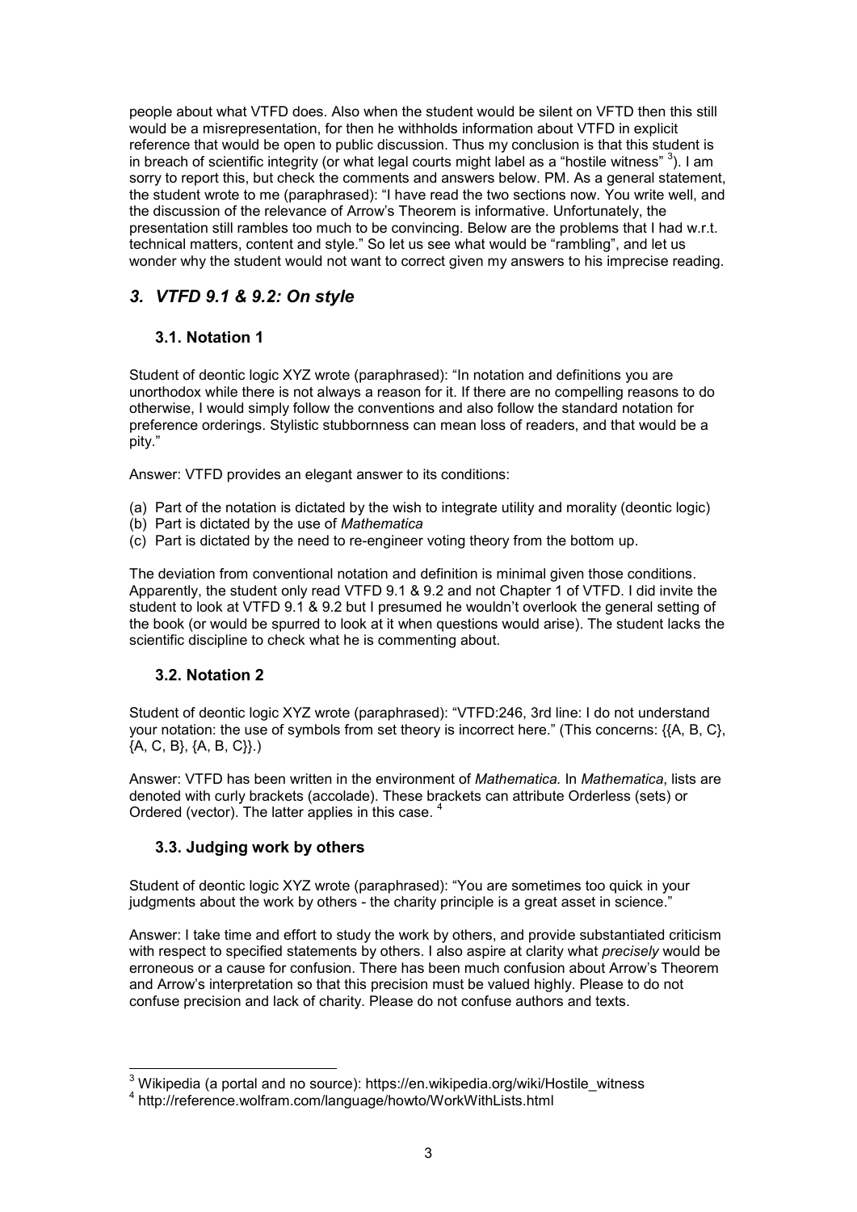people about what VTFD does. Also when the student would be silent on VFTD then this still would be a misrepresentation, for then he withholds information about VTFD in explicit reference that would be open to public discussion. Thus my conclusion is that this student is in breach of scientific integrity (or what legal courts might label as a "hostile witness" [3]). I am sorry to report this, but check the comments and answers below. PM. As a general statement, the student wrote to me (paraphrased): "I have read the two sections now. You write well, and the discussion of the relevance of Arrow's Theorem is informative. Unfortunately, the presentation still rambles too much to be convincing. Below are the problems that I had w.r.t. technical matters, content and style." So let us see what would be "rambling", and let us wonder why the student would not want to correct given my answers to his imprecise reading.

## *3. VTFD 9.1 & 9.2: On style*

### 3.1. Notation 1

Student of deontic logic XYZ wrote (paraphrased): "In notation and definitions you are unorthodox while there is not always a reason for it. If there are no compelling reasons to do otherwise, I would simply follow the conventions and also follow the standard notation for preference orderings. Stylistic stubbornness can mean loss of readers, and that would be a pity."

Answer: VTFD provides an elegant answer to its conditions:

(a) Part of the notation is dictated by the wish to integrate utility and morality (deontic logic)
(b) Part is dictated by the use of *Mathematica*
(c) Part is dictated by the need to re-engineer voting theory from the bottom up.

The deviation from conventional notation and definition is minimal given those conditions. Apparently, the student only read VTFD 9.1 & 9.2 and not Chapter 1 of VTFD. I did invite the student to look at VTFD 9.1 & 9.2 but I presumed he wouldn't overlook the general setting of the book (or would be spurred to look at it when questions would arise). The student lacks the scientific discipline to check what he is commenting about.

### 3.2. Notation 2

Student of deontic logic XYZ wrote (paraphrased): "VTFD:246, 3rd line: I do not understand your notation: the use of symbols from set theory is incorrect here." (This concerns: {{A, B, C}, {A, C, B}, {A, B, C}}.)

Answer: VTFD has been written in the environment of *Mathematica.* In *Mathematica*, lists are denoted with curly brackets (accolade). These brackets can attribute Orderless (sets) or Ordered (vector). The latter applies in this case. [4]

### 3.3. Judging work by others

Student of deontic logic XYZ wrote (paraphrased): "You are sometimes too quick in your judgments about the work by others - the charity principle is a great asset in science."

Answer: I take time and effort to study the work by others, and provide substantiated criticism with respect to specified statements by others. I also aspire at clarity what *precisely* would be erroneous or a cause for confusion. There has been much confusion about Arrow's Theorem and Arrow's interpretation so that this precision must be valued highly. Please to do not confuse precision and lack of charity. Please do not confuse authors and texts.

---

[3] Wikipedia (a portal and no source): https://en.wikipedia.org/wiki/Hostile_witness

[4] http://reference.wolfram.com/language/howto/WorkWithLists.html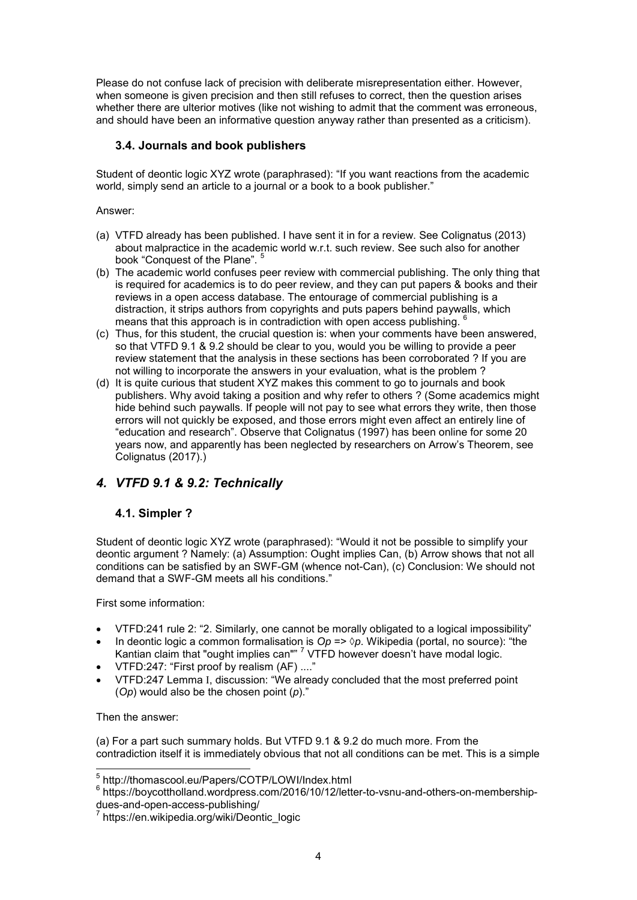Please do not confuse lack of precision with deliberate misrepresentation either. However, when someone is given precision and then still refuses to correct, then the question arises whether there are ulterior motives (like not wishing to admit that the comment was erroneous, and should have been an informative question anyway rather than presented as a criticism).

### 3.4. Journals and book publishers

Student of deontic logic XYZ wrote (paraphrased): "If you want reactions from the academic world, simply send an article to a journal or a book to a book publisher."

Answer:

- (a) VTFD already has been published. I have sent it in for a review. See Colignatus (2013) about malpractice in the academic world w.r.t. such review. See such also for another book "Conquest of the Plane". [5]
- (b) The academic world confuses peer review with commercial publishing. The only thing that is required for academics is to do peer review, and they can put papers & books and their reviews in a open access database. The entourage of commercial publishing is a distraction, it strips authors from copyrights and puts papers behind paywalls, which means that this approach is in contradiction with open access publishing. [6]
- (c) Thus, for this student, the crucial question is: when your comments have been answered, so that VTFD 9.1 & 9.2 should be clear to you, would you be willing to provide a peer review statement that the analysis in these sections has been corroborated ? If you are not willing to incorporate the answers in your evaluation, what is the problem ?
- (d) It is quite curious that student XYZ makes this comment to go to journals and book publishers. Why avoid taking a position and why refer to others ? (Some academics might hide behind such paywalls. If people will not pay to see what errors they write, then those errors will not quickly be exposed, and those errors might even affect an entirely line of "education and research". Observe that Colignatus (1997) has been online for some 20 years now, and apparently has been neglected by researchers on Arrow's Theorem, see Colignatus (2017).)

## *4. VTFD 9.1 & 9.2: Technically*

### 4.1. Simpler ?

Student of deontic logic XYZ wrote (paraphrased): "Would it not be possible to simplify your deontic argument ? Namely: (a) Assumption: Ought implies Can, (b) Arrow shows that not all conditions can be satisfied by an SWF-GM (whence not-Can), (c) Conclusion: We should not demand that a SWF-GM meets all his conditions."

First some information:

- VTFD:241 rule 2: "2. Similarly, one cannot be morally obligated to a logical impossibility"
- In deontic logic a common formalisation is $Op \Rightarrow \Diamond p$. Wikipedia (portal, no source): "the Kantian claim that "ought implies can"" [7] VTFD however doesn't have modal logic.
- VTFD:247: "First proof by realism (AF) ...."
- VTFD:247 Lemma I, discussion: "We already concluded that the most preferred point (*Op*) would also be the chosen point (*p*)."

Then the answer:

(a) For a part such summary holds. But VTFD 9.1 & 9.2 do much more. From the contradiction itself it is immediately obvious that not all conditions can be met. This is a simple

---

[5] http://thomascool.eu/Papers/COTP/LOWI/Index.html

[6] https://boycottholland.wordpress.com/2016/10/12/letter-to-vsnu-and-others-on-membership-dues-and-open-access-publishing/

[7] https://en.wikipedia.org/wiki/Deontic_logic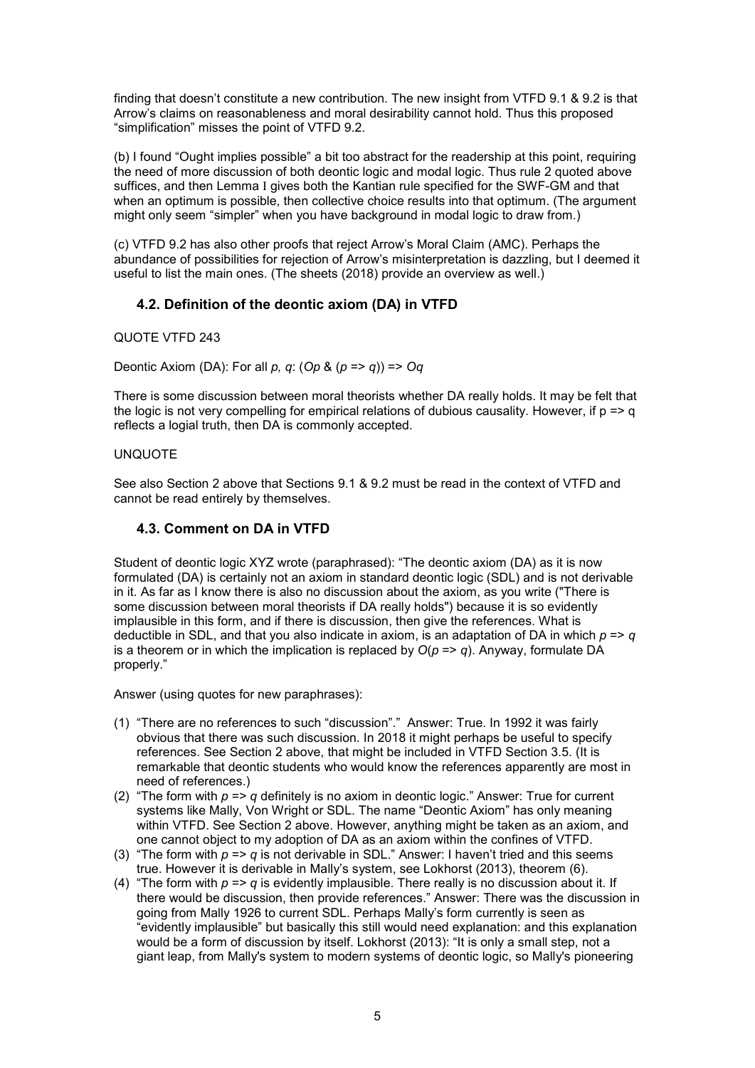finding that doesn't constitute a new contribution. The new insight from VTFD 9.1 & 9.2 is that Arrow's claims on reasonableness and moral desirability cannot hold. Thus this proposed "simplification" misses the point of VTFD 9.2.

(b) I found "Ought implies possible" a bit too abstract for the readership at this point, requiring the need of more discussion of both deontic logic and modal logic. Thus rule 2 quoted above suffices, and then Lemma I gives both the Kantian rule specified for the SWF-GM and that when an optimum is possible, then collective choice results into that optimum. (The argument might only seem "simpler" when you have background in modal logic to draw from.)

(c) VTFD 9.2 has also other proofs that reject Arrow's Moral Claim (AMC). Perhaps the abundance of possibilities for rejection of Arrow's misinterpretation is dazzling, but I deemed it useful to list the main ones. (The sheets (2018) provide an overview as well.)

## 4.2. Definition of the deontic axiom (DA) in VTFD

QUOTE VTFD 243

Deontic Axiom (DA): For all *p, q*: (*Op* & (*p* => *q*)) => *Oq*

There is some discussion between moral theorists whether DA really holds. It may be felt that the logic is not very compelling for empirical relations of dubious causality. However, if p => q reflects a logial truth, then DA is commonly accepted.

UNQUOTE

See also Section 2 above that Sections 9.1 & 9.2 must be read in the context of VTFD and cannot be read entirely by themselves.

## 4.3. Comment on DA in VTFD

Student of deontic logic XYZ wrote (paraphrased): "The deontic axiom (DA) as it is now formulated (DA) is certainly not an axiom in standard deontic logic (SDL) and is not derivable in it. As far as I know there is also no discussion about the axiom, as you write ("There is some discussion between moral theorists if DA really holds") because it is so evidently implausible in this form, and if there is discussion, then give the references. What is deductible in SDL, and that you also indicate in axiom, is an adaptation of DA in which *p* => *q* is a theorem or in which the implication is replaced by *O*(*p* => *q*). Anyway, formulate DA properly."

Answer (using quotes for new paraphrases):

(1) "There are no references to such "discussion"." Answer: True. In 1992 it was fairly obvious that there was such discussion. In 2018 it might perhaps be useful to specify references. See Section 2 above, that might be included in VTFD Section 3.5. (It is remarkable that deontic students who would know the references apparently are most in need of references.)
(2) "The form with *p* => *q* definitely is no axiom in deontic logic." Answer: True for current systems like Mally, Von Wright or SDL. The name "Deontic Axiom" has only meaning within VTFD. See Section 2 above. However, anything might be taken as an axiom, and one cannot object to my adoption of DA as an axiom within the confines of VTFD.
(3) "The form with *p* => *q* is not derivable in SDL." Answer: I haven't tried and this seems true. However it is derivable in Mally's system, see Lokhorst (2013), theorem (6).
(4) "The form with *p* => *q* is evidently implausible. There really is no discussion about it. If there would be discussion, then provide references." Answer: There was the discussion in going from Mally 1926 to current SDL. Perhaps Mally's form currently is seen as "evidently implausible" but basically this still would need explanation: and this explanation would be a form of discussion by itself. Lokhorst (2013): "It is only a small step, not a giant leap, from Mally's system to modern systems of deontic logic, so Mally's pioneering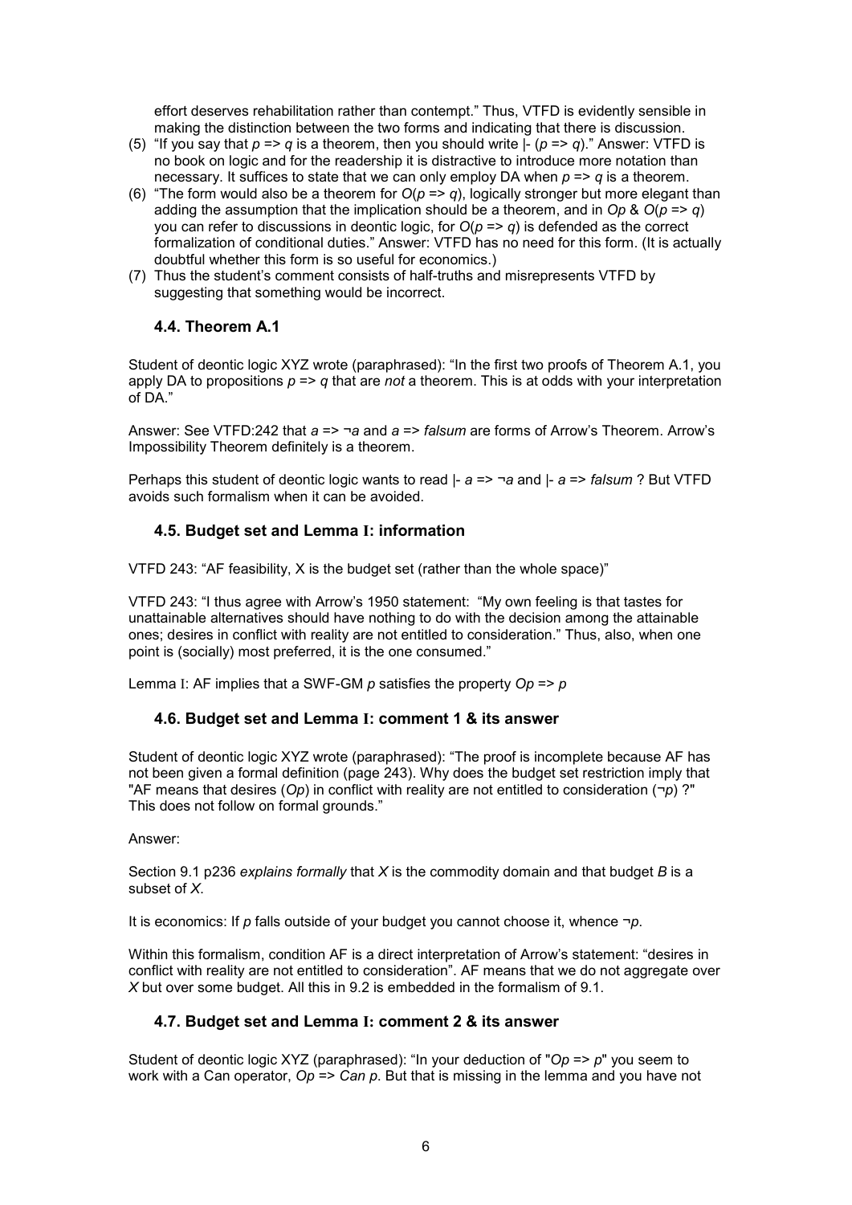effort deserves rehabilitation rather than contempt." Thus, VTFD is evidently sensible in making the distinction between the two forms and indicating that there is discussion.

(5) "If you say that $p \Rightarrow q$ is a theorem, then you should write $\vdash (p \Rightarrow q)$." Answer: VTFD is no book on logic and for the readership it is distractive to introduce more notation than necessary. It suffices to state that we can only employ DA when $p \Rightarrow q$ is a theorem.

(6) "The form would also be a theorem for $O(p \Rightarrow q)$, logically stronger but more elegant than adding the assumption that the implication should be a theorem, and in $Op$ & $O(p \Rightarrow q)$ you can refer to discussions in deontic logic, for $O(p \Rightarrow q)$ is defended as the correct formalization of conditional duties." Answer: VTFD has no need for this form. (It is actually doubtful whether this form is so useful for economics.)

(7) Thus the student's comment consists of half-truths and misrepresents VTFD by suggesting that something would be incorrect.

### 4.4. Theorem A.1

Student of deontic logic XYZ wrote (paraphrased): "In the first two proofs of Theorem A.1, you apply DA to propositions $p \Rightarrow q$ that are *not* a theorem. This is at odds with your interpretation of DA."

Answer: See VTFD:242 that $a \Rightarrow \neg a$ and $a \Rightarrow$ *falsum* are forms of Arrow's Theorem. Arrow's Impossibility Theorem definitely is a theorem.

Perhaps this student of deontic logic wants to read $\vdash a \Rightarrow \neg a$ and $\vdash a \Rightarrow$ *falsum* ? But VTFD avoids such formalism when it can be avoided.

### 4.5. Budget set and Lemma I: information

VTFD 243: "AF feasibility, X is the budget set (rather than the whole space)"

VTFD 243: "I thus agree with Arrow's 1950 statement: "My own feeling is that tastes for unattainable alternatives should have nothing to do with the decision among the attainable ones; desires in conflict with reality are not entitled to consideration." Thus, also, when one point is (socially) most preferred, it is the one consumed."

Lemma I: AF implies that a SWF-GM $p$ satisfies the property $Op \Rightarrow p$

### 4.6. Budget set and Lemma I: comment 1 & its answer

Student of deontic logic XYZ wrote (paraphrased): "The proof is incomplete because AF has not been given a formal definition (page 243). Why does the budget set restriction imply that "AF means that desires ($Op$) in conflict with reality are not entitled to consideration ($\neg p$) ?" This does not follow on formal grounds."

Answer:

Section 9.1 p236 *explains formally* that $X$ is the commodity domain and that budget $B$ is a subset of $X$.

It is economics: If $p$ falls outside of your budget you cannot choose it, whence $\neg p$.

Within this formalism, condition AF is a direct interpretation of Arrow's statement: "desires in conflict with reality are not entitled to consideration". AF means that we do not aggregate over $X$ but over some budget. All this in 9.2 is embedded in the formalism of 9.1.

### 4.7. Budget set and Lemma I: comment 2 & its answer

Student of deontic logic XYZ (paraphrased): "In your deduction of "$Op \Rightarrow p$" you seem to work with a Can operator, $Op \Rightarrow Can\ p$. But that is missing in the lemma and you have not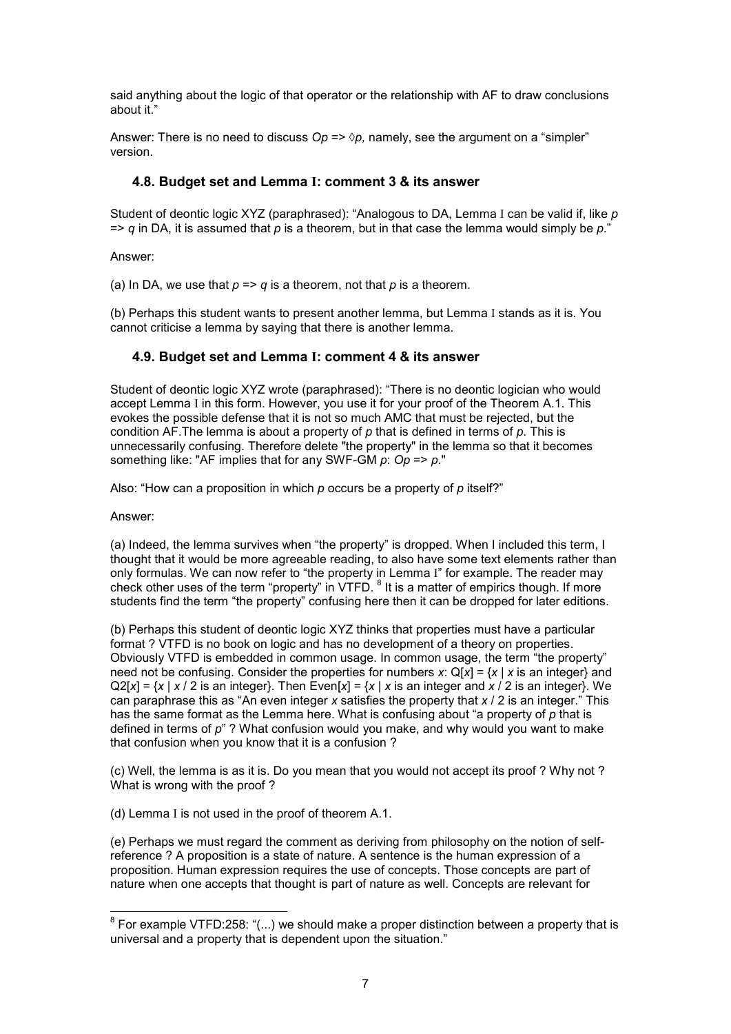said anything about the logic of that operator or the relationship with AF to draw conclusions about it."

Answer: There is no need to discuss $Op \Rightarrow \Diamond p$, namely, see the argument on a "simpler" version.

### 4.8. Budget set and Lemma I: comment 3 & its answer

Student of deontic logic XYZ (paraphrased): "Analogous to DA, Lemma I can be valid if, like $p \Rightarrow q$ in DA, it is assumed that $p$ is a theorem, but in that case the lemma would simply be $p$."

Answer:

(a) In DA, we use that $p \Rightarrow q$ is a theorem, not that $p$ is a theorem.

(b) Perhaps this student wants to present another lemma, but Lemma I stands as it is. You cannot criticise a lemma by saying that there is another lemma.

### 4.9. Budget set and Lemma I: comment 4 & its answer

Student of deontic logic XYZ wrote (paraphrased): "There is no deontic logician who would accept Lemma I in this form. However, you use it for your proof of the Theorem A.1. This evokes the possible defense that it is not so much AMC that must be rejected, but the condition AF.The lemma is about a property of $p$ that is defined in terms of $p$. This is unnecessarily confusing. Therefore delete "the property" in the lemma so that it becomes something like: "AF implies that for any SWF-GM $p$: $Op \Rightarrow p$."

Also: "How can a proposition in which $p$ occurs be a property of $p$ itself?"

Answer:

(a) Indeed, the lemma survives when "the property" is dropped. When I included this term, I thought that it would be more agreeable reading, to also have some text elements rather than only formulas. We can now refer to "the property in Lemma I" for example. The reader may check other uses of the term "property" in VTFD. [8] It is a matter of empirics though. If more students find the term "the property" confusing here then it can be dropped for later editions.

(b) Perhaps this student of deontic logic XYZ thinks that properties must have a particular format ? VTFD is no book on logic and has no development of a theory on properties. Obviously VTFD is embedded in common usage. In common usage, the term "the property" need not be confusing. Consider the properties for numbers $x$: $Q[x] = \{x \mid x \text{ is an integer}\}$ and $Q2[x] = \{x \mid x / 2 \text{ is an integer}\}$. Then $Even[x] = \{x \mid x \text{ is an integer and } x / 2 \text{ is an integer}\}$. We can paraphrase this as "An even integer $x$ satisfies the property that $x / 2$ is an integer." This has the same format as the Lemma here. What is confusing about "a property of $p$ that is defined in terms of $p$" ? What confusion would you make, and why would you want to make that confusion when you know that it is a confusion ?

(c) Well, the lemma is as it is. Do you mean that you would not accept its proof ? Why not ? What is wrong with the proof ?

(d) Lemma I is not used in the proof of theorem A.1.

(e) Perhaps we must regard the comment as deriving from philosophy on the notion of self-reference ? A proposition is a state of nature. A sentence is the human expression of a proposition. Human expression requires the use of concepts. Those concepts are part of nature when one accepts that thought is part of nature as well. Concepts are relevant for

[8] For example VTFD:258: "(...) we should make a proper distinction between a property that is universal and a property that is dependent upon the situation."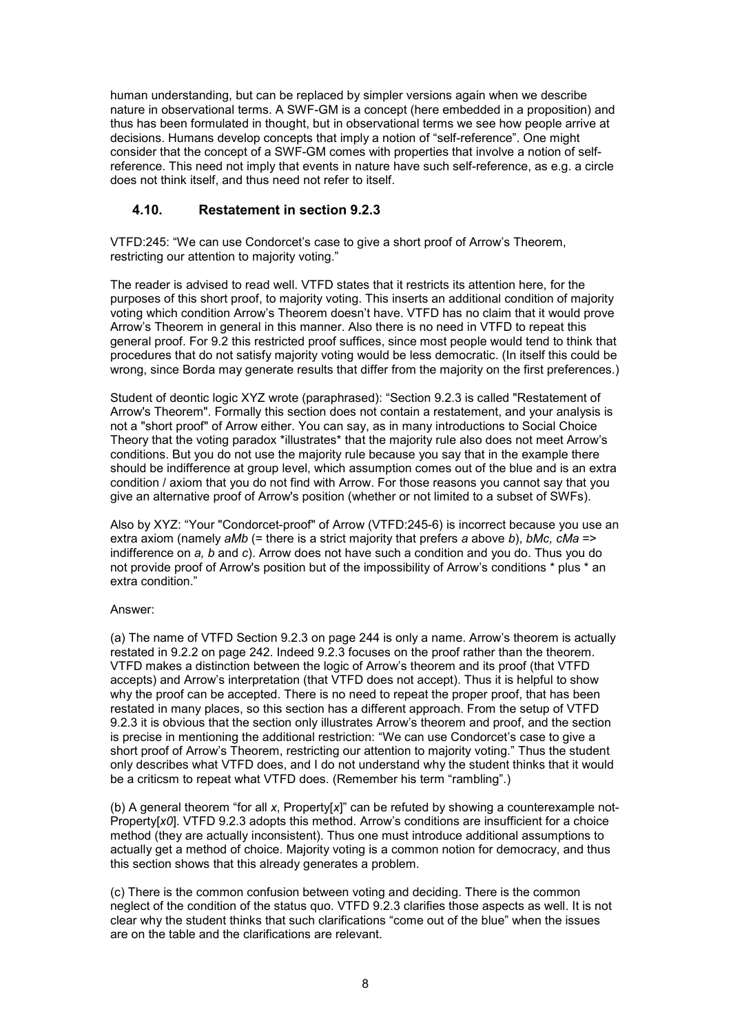human understanding, but can be replaced by simpler versions again when we describe nature in observational terms. A SWF-GM is a concept (here embedded in a proposition) and thus has been formulated in thought, but in observational terms we see how people arrive at decisions. Humans develop concepts that imply a notion of "self-reference". One might consider that the concept of a SWF-GM comes with properties that involve a notion of self-reference. This need not imply that events in nature have such self-reference, as e.g. a circle does not think itself, and thus need not refer to itself.

### 4.10. Restatement in section 9.2.3

VTFD:245: "We can use Condorcet's case to give a short proof of Arrow's Theorem, restricting our attention to majority voting."

The reader is advised to read well. VTFD states that it restricts its attention here, for the purposes of this short proof, to majority voting. This inserts an additional condition of majority voting which condition Arrow's Theorem doesn't have. VTFD has no claim that it would prove Arrow's Theorem in general in this manner. Also there is no need in VTFD to repeat this general proof. For 9.2 this restricted proof suffices, since most people would tend to think that procedures that do not satisfy majority voting would be less democratic. (In itself this could be wrong, since Borda may generate results that differ from the majority on the first preferences.)

Student of deontic logic XYZ wrote (paraphrased): "Section 9.2.3 is called "Restatement of Arrow's Theorem". Formally this section does not contain a restatement, and your analysis is not a "short proof" of Arrow either. You can say, as in many introductions to Social Choice Theory that the voting paradox *illustrates* that the majority rule also does not meet Arrow's conditions. But you do not use the majority rule because you say that in the example there should be indifference at group level, which assumption comes out of the blue and is an extra condition / axiom that you do not find with Arrow. For those reasons you cannot say that you give an alternative proof of Arrow's position (whether or not limited to a subset of SWFs).

Also by XYZ: "Your "Condorcet-proof" of Arrow (VTFD:245-6) is incorrect because you use an extra axiom (namely *aMb* (= there is a strict majority that prefers *a* above *b*), *bMc, cMa* => indifference on *a, b* and *c*). Arrow does not have such a condition and you do. Thus you do not provide proof of Arrow's position but of the impossibility of Arrow's conditions * plus * an extra condition."

Answer:

(a) The name of VTFD Section 9.2.3 on page 244 is only a name. Arrow's theorem is actually restated in 9.2.2 on page 242. Indeed 9.2.3 focuses on the proof rather than the theorem. VTFD makes a distinction between the logic of Arrow's theorem and its proof (that VTFD accepts) and Arrow's interpretation (that VTFD does not accept). Thus it is helpful to show why the proof can be accepted. There is no need to repeat the proper proof, that has been restated in many places, so this section has a different approach. From the setup of VTFD 9.2.3 it is obvious that the section only illustrates Arrow's theorem and proof, and the section is precise in mentioning the additional restriction: "We can use Condorcet's case to give a short proof of Arrow's Theorem, restricting our attention to majority voting." Thus the student only describes what VTFD does, and I do not understand why the student thinks that it would be a criticsm to repeat what VTFD does. (Remember his term "rambling".)

(b) A general theorem "for all *x*, Property[*x*]" can be refuted by showing a counterexample not-Property[*x0*]. VTFD 9.2.3 adopts this method. Arrow's conditions are insufficient for a choice method (they are actually inconsistent). Thus one must introduce additional assumptions to actually get a method of choice. Majority voting is a common notion for democracy, and thus this section shows that this already generates a problem.

(c) There is the common confusion between voting and deciding. There is the common neglect of the condition of the status quo. VTFD 9.2.3 clarifies those aspects as well. It is not clear why the student thinks that such clarifications "come out of the blue" when the issues are on the table and the clarifications are relevant.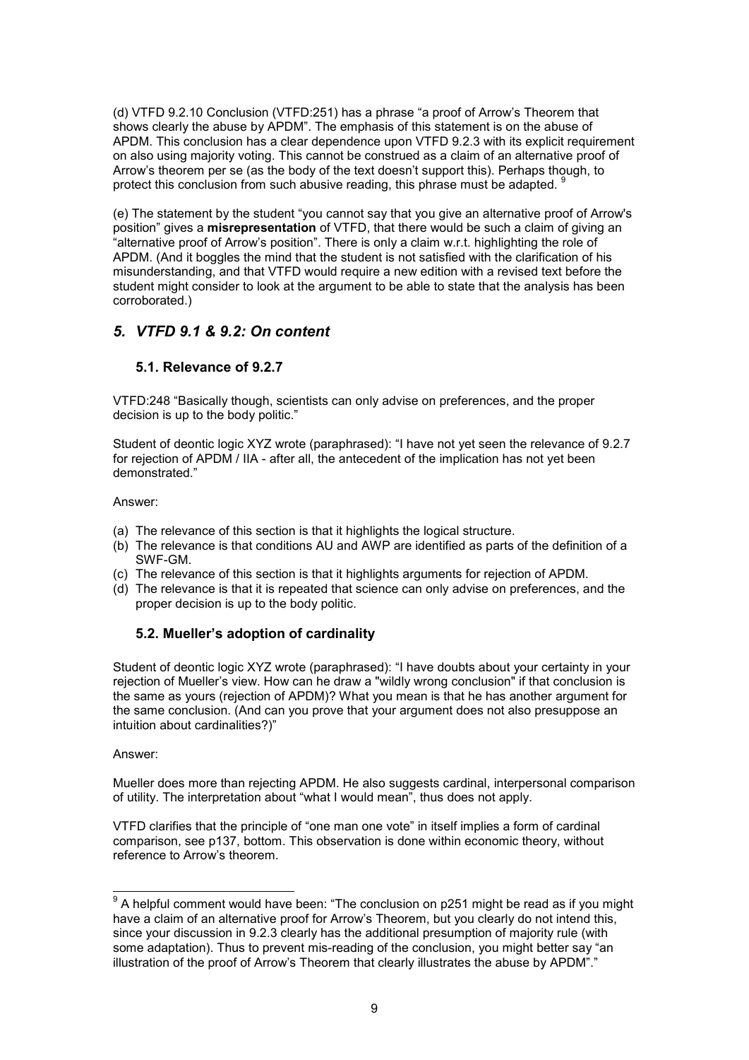(d) VTFD 9.2.10 Conclusion (VTFD:251) has a phrase "a proof of Arrow's Theorem that shows clearly the abuse by APDM". The emphasis of this statement is on the abuse of APDM. This conclusion has a clear dependence upon VTFD 9.2.3 with its explicit requirement on also using majority voting. This cannot be construed as a claim of an alternative proof of Arrow's theorem per se (as the body of the text doesn't support this). Perhaps though, to protect this conclusion from such abusive reading, this phrase must be adapted. [9]

(e) The statement by the student "you cannot say that you give an alternative proof of Arrow's position" gives a **misrepresentation** of VTFD, that there would be such a claim of giving an "alternative proof of Arrow's position". There is only a claim w.r.t. highlighting the role of APDM. (And it boggles the mind that the student is not satisfied with the clarification of his misunderstanding, and that VTFD would require a new edition with a revised text before the student might consider to look at the argument to be able to state that the analysis has been corroborated.)

## *5. VTFD 9.1 & 9.2: On content*

### 5.1. Relevance of 9.2.7

VTFD:248 "Basically though, scientists can only advise on preferences, and the proper decision is up to the body politic."

Student of deontic logic XYZ wrote (paraphrased): "I have not yet seen the relevance of 9.2.7 for rejection of APDM / IIA - after all, the antecedent of the implication has not yet been demonstrated."

Answer:

(a) The relevance of this section is that it highlights the logical structure.
(b) The relevance is that conditions AU and AWP are identified as parts of the definition of a SWF-GM.
(c) The relevance of this section is that it highlights arguments for rejection of APDM.
(d) The relevance is that it is repeated that science can only advise on preferences, and the proper decision is up to the body politic.

### 5.2. Mueller's adoption of cardinality

Student of deontic logic XYZ wrote (paraphrased): "I have doubts about your certainty in your rejection of Mueller's view. How can he draw a "wildly wrong conclusion" if that conclusion is the same as yours (rejection of APDM)? What you mean is that he has another argument for the same conclusion. (And can you prove that your argument does not also presuppose an intuition about cardinalities?)"

Answer:

Mueller does more than rejecting APDM. He also suggests cardinal, interpersonal comparison of utility. The interpretation about "what I would mean", thus does not apply.

VTFD clarifies that the principle of "one man one vote" in itself implies a form of cardinal comparison, see p137, bottom. This observation is done within economic theory, without reference to Arrow's theorem.

---

[9] A helpful comment would have been: "The conclusion on p251 might be read as if you might have a claim of an alternative proof for Arrow's Theorem, but you clearly do not intend this, since your discussion in 9.2.3 clearly has the additional presumption of majority rule (with some adaptation). Thus to prevent mis-reading of the conclusion, you might better say "an illustration of the proof of Arrow's Theorem that clearly illustrates the abuse by APDM"."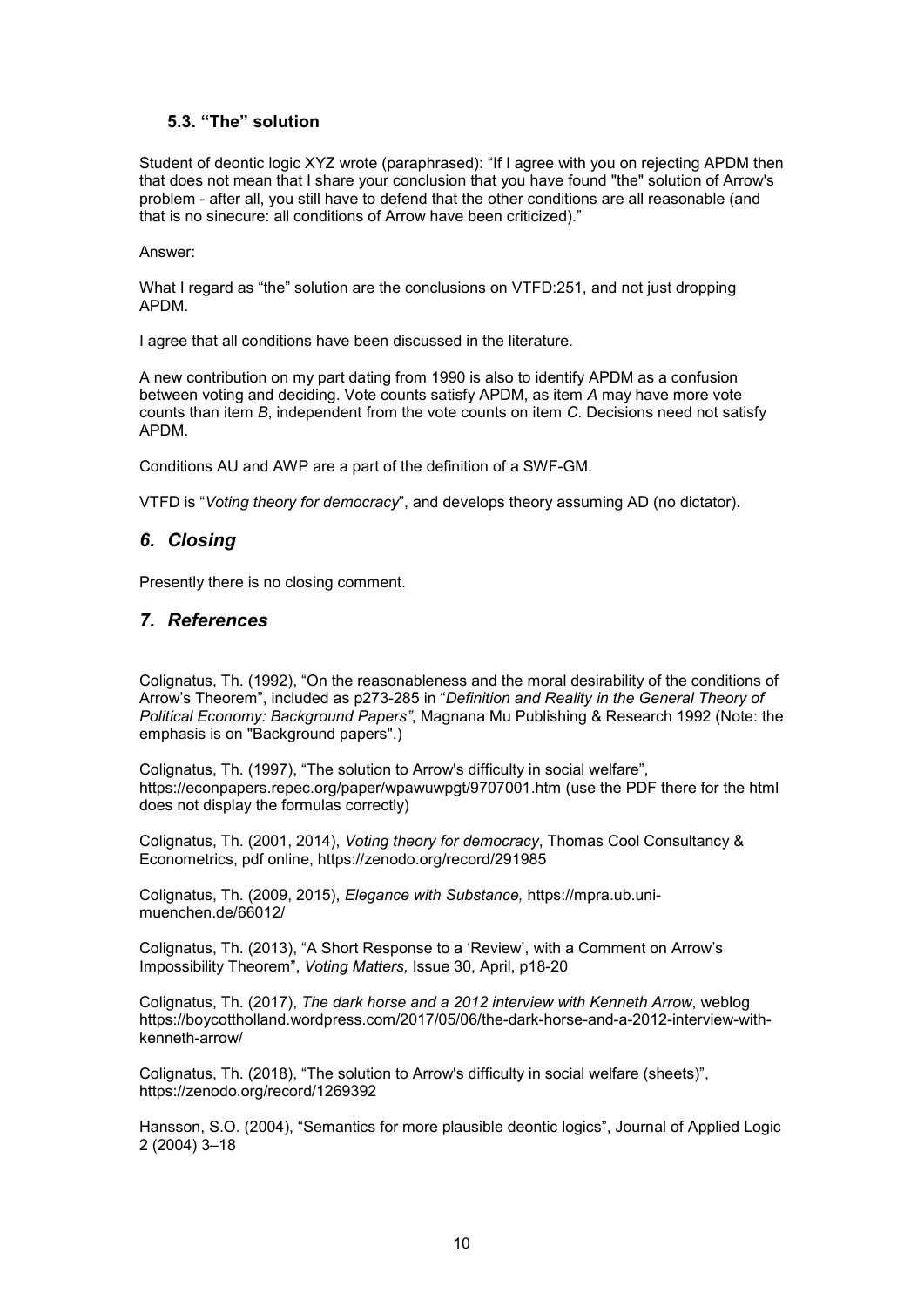### 5.3. "The" solution

Student of deontic logic XYZ wrote (paraphrased): "If I agree with you on rejecting APDM then that does not mean that I share your conclusion that you have found "the" solution of Arrow's problem - after all, you still have to defend that the other conditions are all reasonable (and that is no sinecure: all conditions of Arrow have been criticized)."

Answer:

What I regard as "the" solution are the conclusions on VTFD:251, and not just dropping APDM.

I agree that all conditions have been discussed in the literature.

A new contribution on my part dating from 1990 is also to identify APDM as a confusion between voting and deciding. Vote counts satisfy APDM, as item *A* may have more vote counts than item *B*, independent from the vote counts on item *C*. Decisions need not satisfy APDM.

Conditions AU and AWP are a part of the definition of a SWF-GM.

VTFD is "*Voting theory for democracy*", and develops theory assuming AD (no dictator).

## *6. Closing*

Presently there is no closing comment.

## *7. References*

Colignatus, Th. (1992), "On the reasonableness and the moral desirability of the conditions of Arrow's Theorem", included as p273-285 in "*Definition and Reality in the General Theory of Political Economy: Background Papers"*, Magnana Mu Publishing & Research 1992 (Note: the emphasis is on "Background papers".)

Colignatus, Th. (1997), "The solution to Arrow's difficulty in social welfare", https://econpapers.repec.org/paper/wpawuwpgt/9707001.htm (use the PDF there for the html does not display the formulas correctly)

Colignatus, Th. (2001, 2014), *Voting theory for democracy*, Thomas Cool Consultancy & Econometrics, pdf online, https://zenodo.org/record/291985

Colignatus, Th. (2009, 2015), *Elegance with Substance,* https://mpra.ub.uni-muenchen.de/66012/

Colignatus, Th. (2013), "A Short Response to a 'Review', with a Comment on Arrow's Impossibility Theorem", *Voting Matters,* Issue 30, April, p18-20

Colignatus, Th. (2017), *The dark horse and a 2012 interview with Kenneth Arrow*, weblog https://boycottholland.wordpress.com/2017/05/06/the-dark-horse-and-a-2012-interview-with-kenneth-arrow/

Colignatus, Th. (2018), "The solution to Arrow's difficulty in social welfare (sheets)", https://zenodo.org/record/1269392

Hansson, S.O. (2004), "Semantics for more plausible deontic logics", Journal of Applied Logic 2 (2004) 3–18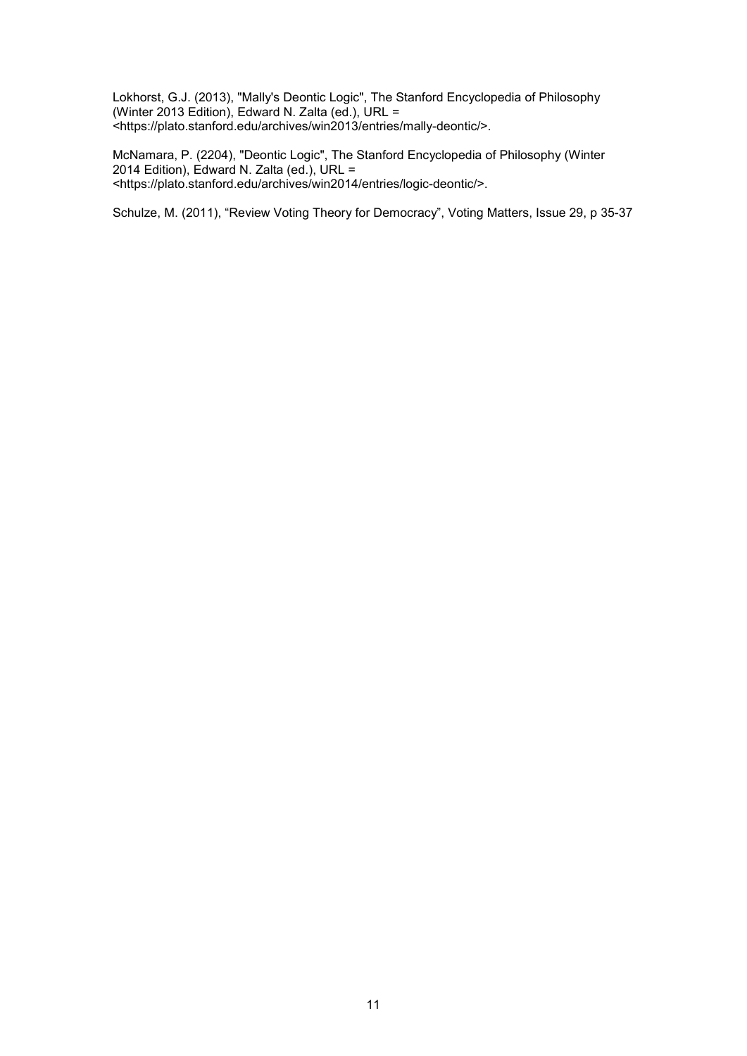Lokhorst, G.J. (2013), "Mally's Deontic Logic", The Stanford Encyclopedia of Philosophy (Winter 2013 Edition), Edward N. Zalta (ed.), URL = <https://plato.stanford.edu/archives/win2013/entries/mally-deontic/>.

McNamara, P. (2204), "Deontic Logic", The Stanford Encyclopedia of Philosophy (Winter 2014 Edition), Edward N. Zalta (ed.), URL = <https://plato.stanford.edu/archives/win2014/entries/logic-deontic/>.

Schulze, M. (2011), "Review Voting Theory for Democracy", Voting Matters, Issue 29, p 35-37